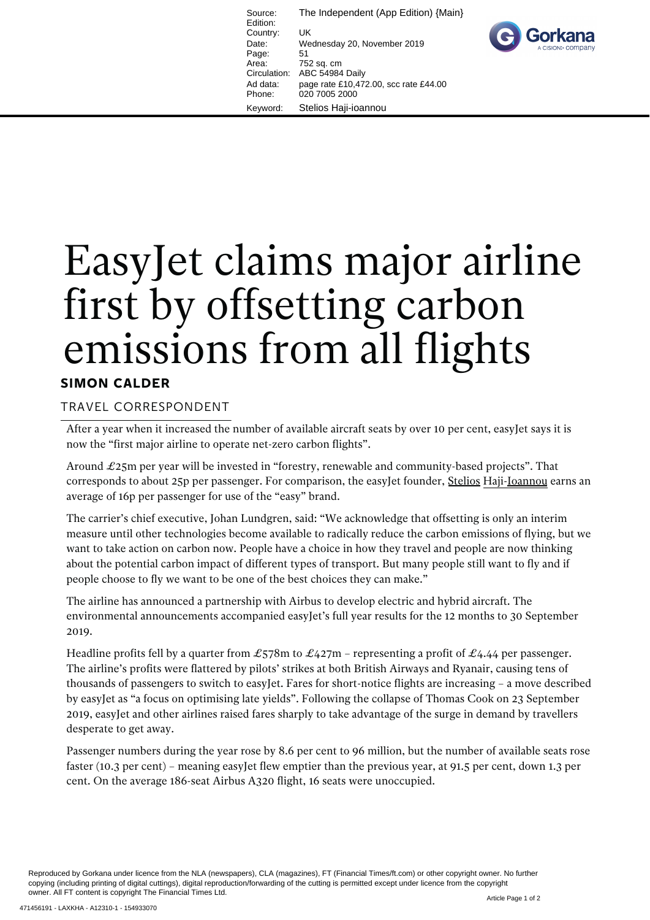# EasyJet claims major airline first by offsetting carbon emissions from all flights

**SIMON CALDER**

TRAVEL CORRESPONDENT

After a year when it increased the number of available aircraft seats by over 10 per cent, easyJet says it is now the "first major airline to operate net-zero carbon flights".

Around £25m per year will be invested in "forestry, renewable and community-based projects". That corresponds to about 25p per passenger. For comparison, the easyJet founder, Stelios Haji-Ioannou earns an average of 16p per passenger for use of the "easy" brand.

The carrier's chief executive, Johan Lundgren, said: "We acknowledge that offsetting is only an interim measure until other technologies become available to radically reduce the carbon emissions of flying, but we want to take action on carbon now. People have a choice in how they travel and people are now thinking about the potential carbon impact of different types of transport. But many people still want to fly and if people choose to fly we want to be one of the best choices they can make."

The airline has announced a partnership with Airbus to develop electric and hybrid aircraft. The environmental announcements accompanied easyJet's full year results for the 12 months to 30 September 2019.

Headline profits fell by a quarter from £578m to £427m – representing a profit of £4.44 per passenger. The airline's profits were flattered by pilots' strikes at both British Airways and Ryanair, causing tens of thousands of passengers to switch to easyJet. Fares for short-notice flights are increasing – a move described by easyJet as "a focus on optimising late yields". Following the collapse of Thomas Cook on 23 September 2019, easyJet and other airlines raised fares sharply to take advantage of the surge in demand by travellers desperate to get away.

Passenger numbers during the year rose by 8.6 per cent to 96 million, but the number of available seats rose faster (10.3 per cent) – meaning easyJet flew emptier than the previous year, at 91.5 per cent, down 1.3 per cent. On the average 186-seat Airbus A320 flight, 16 seats were unoccupied.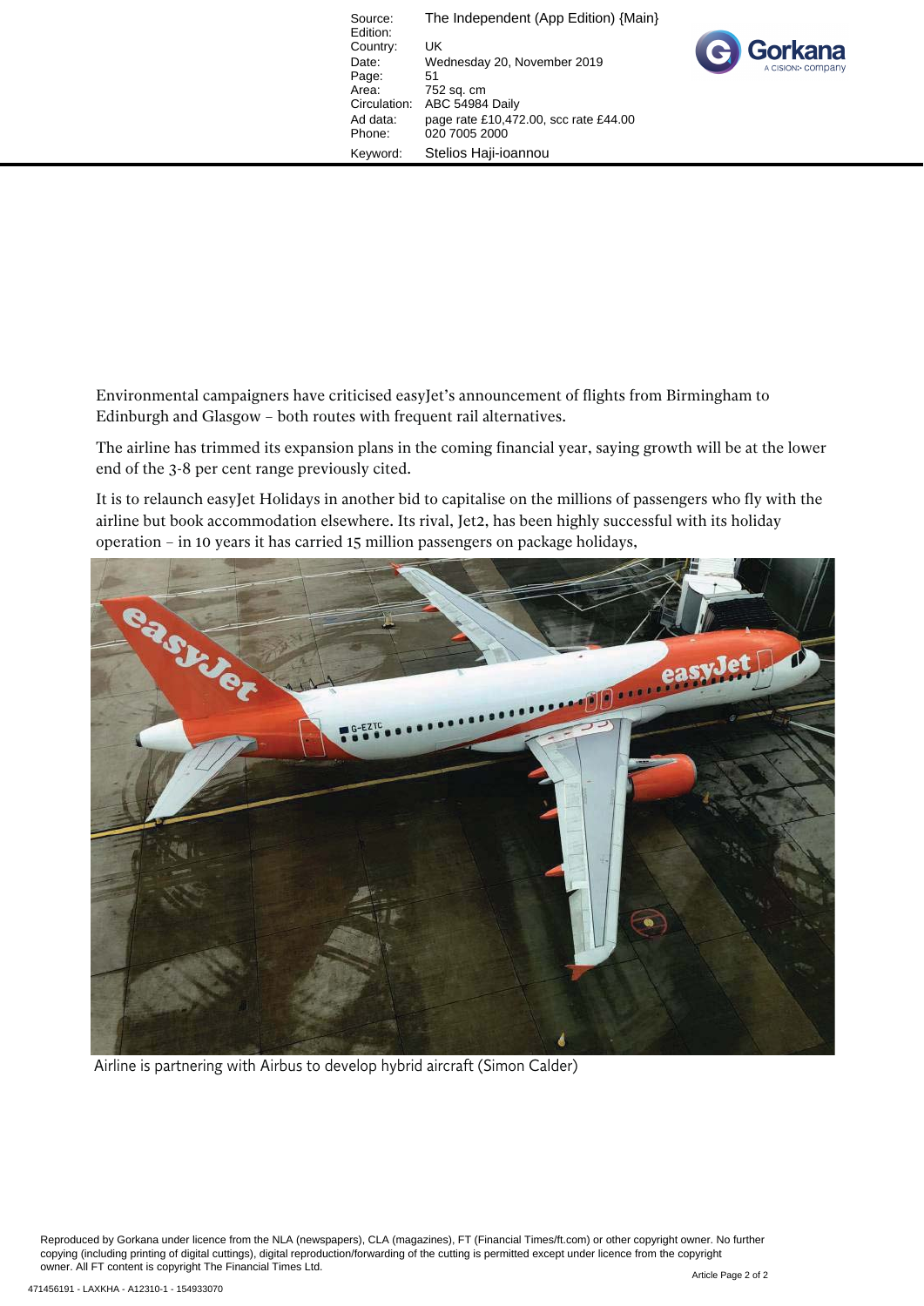Environmental campaigners have criticised easyJet's announcement of flights from Birmingham to Edinburgh and Glasgow – both routes with frequent rail alternatives.

The airline has trimmed its expansion plans in the coming financial year, saying growth will be at the lower end of the 3-8 per cent range previously cited.

It is to relaunch easyJet Holidays in another bid to capitalise on the millions of passengers who fly with the airline but book accommodation elsewhere. Its rival, Jet2, has been highly successful with its holiday operation – in 10 years it has carried 15 million passengers on package holidays,

Airline is partnering with Airbus to develop hybrid aircraft (Simon Calder)